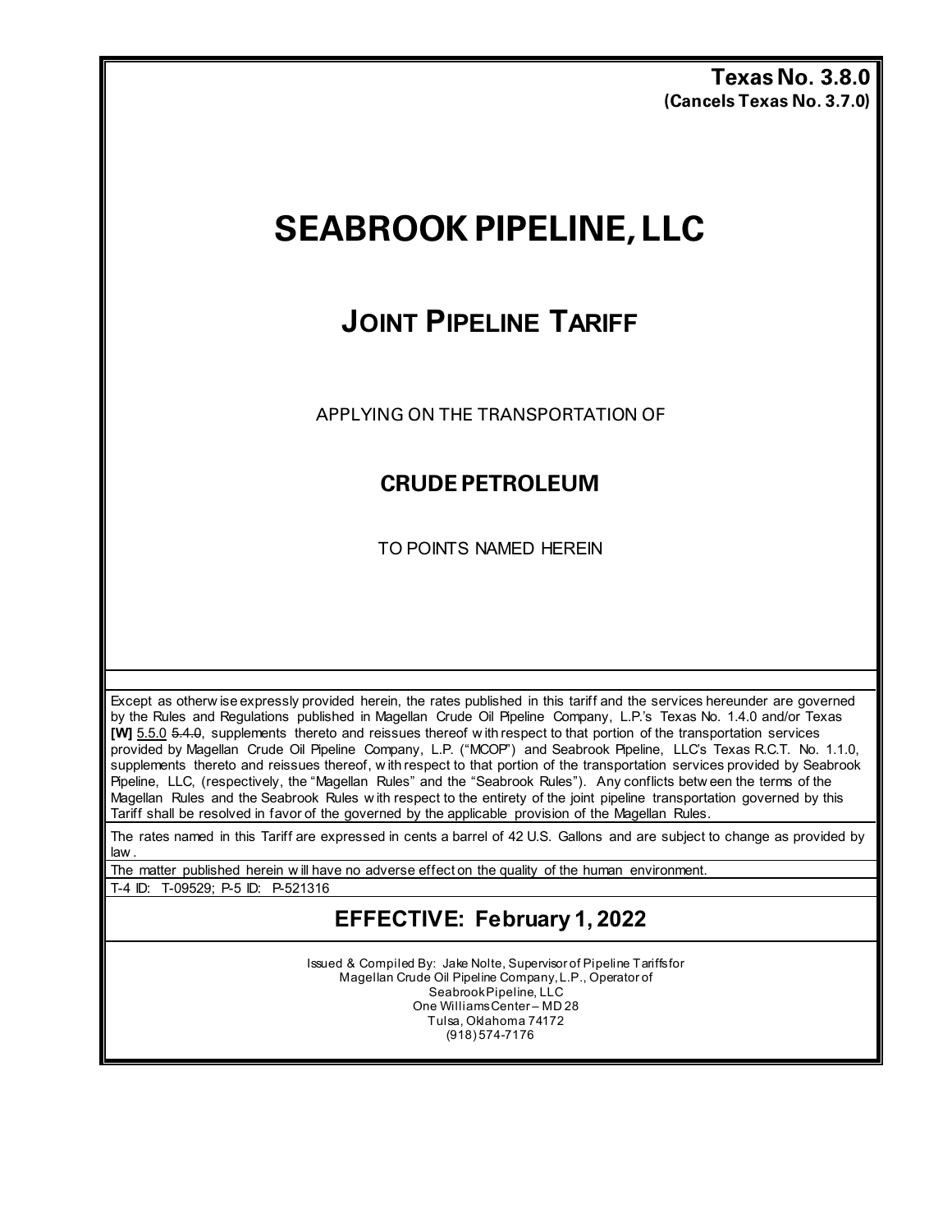**Texas No. 3.8.0**
**(Cancels Texas No. 3.7.0)**

# SEABROOK PIPELINE, LLC

## JOINT PIPELINE TARIFF

APPLYING ON THE TRANSPORTATION OF

### CRUDE PETROLEUM

TO POINTS NAMED HEREIN

Except as otherwise expressly provided herein, the rates published in this tariff and the services hereunder are governed by the Rules and Regulations published in Magellan Crude Oil Pipeline Company, L.P.'s Texas No. 1.4.0 and/or Texas **[W]** 5.5.0 ~~5.4.0~~, supplements thereto and reissues thereof with respect to that portion of the transportation services provided by Magellan Crude Oil Pipeline Company, L.P. ("MCOP") and Seabrook Pipeline, LLC's Texas R.C.T. No. 1.1.0, supplements thereto and reissues thereof, with respect to that portion of the transportation services provided by Seabrook Pipeline, LLC, (respectively, the "Magellan Rules" and the "Seabrook Rules"). Any conflicts between the terms of the Magellan Rules and the Seabrook Rules with respect to the entirety of the joint pipeline transportation governed by this Tariff shall be resolved in favor of the governed by the applicable provision of the Magellan Rules.

The rates named in this Tariff are expressed in cents a barrel of 42 U.S. Gallons and are subject to change as provided by law.

The matter published herein will have no adverse effect on the quality of the human environment.

T-4 ID: T-09529; P-5 ID: P-521316

## EFFECTIVE: February 1, 2022

Issued & Compiled By: Jake Nolte, Supervisor of Pipeline Tariffs for
Magellan Crude Oil Pipeline Company, L.P., Operator of
Seabrook Pipeline, LLC
One Williams Center – MD 28
Tulsa, Oklahoma 74172
(918) 574-7176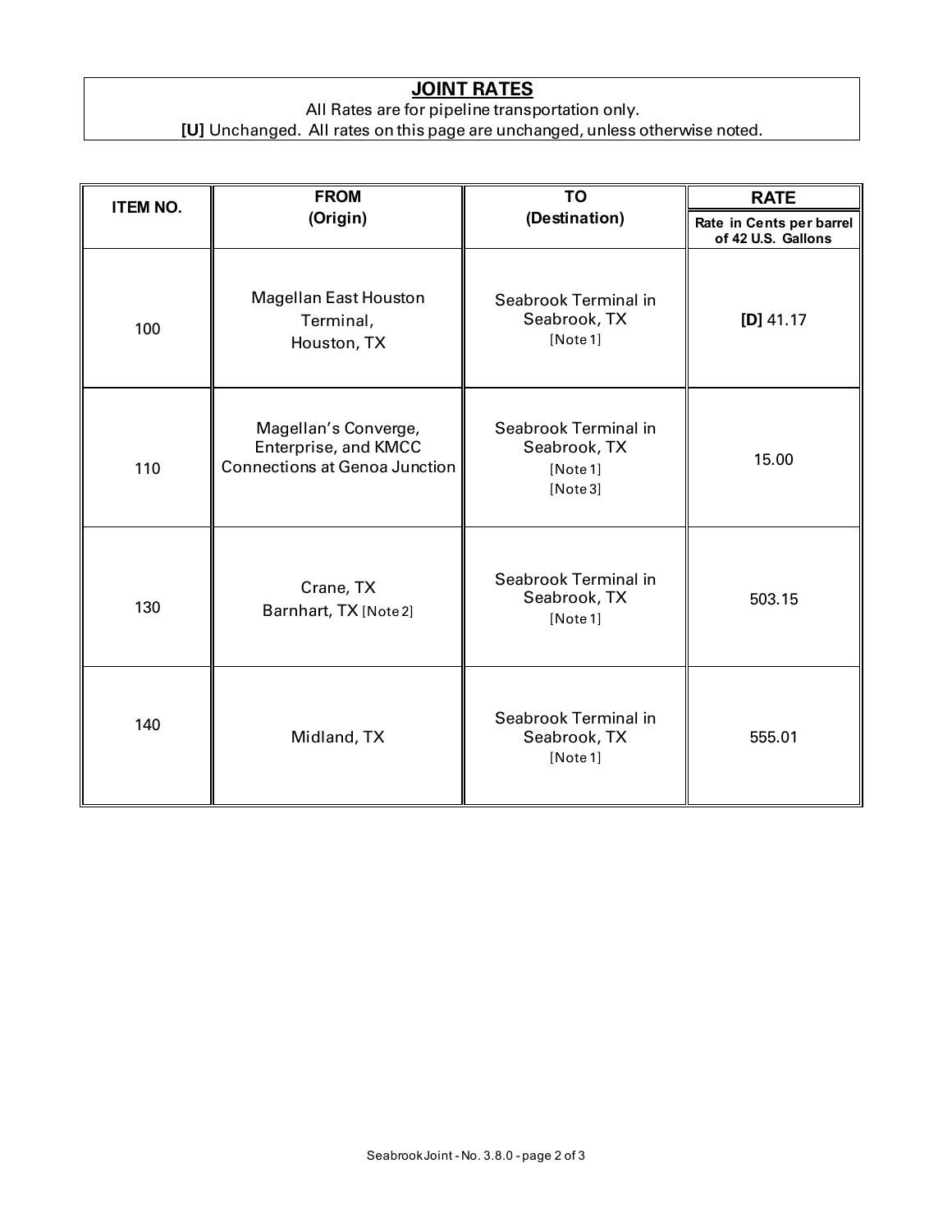## JOINT RATES

All Rates are for pipeline transportation only.

**[U]** Unchanged. All rates on this page are unchanged, unless otherwise noted.

| ITEM NO. | FROM (Origin) | TO (Destination) | RATE |
|---|---|---|---|
| | | | Rate in Cents per barrel of 42 U.S. Gallons |
| 100 | Magellan East Houston Terminal, Houston, TX | Seabrook Terminal in Seabrook, TX [Note 1] | **[D]** 41.17 |
| 110 | Magellan's Converge, Enterprise, and KMCC Connections at Genoa Junction | Seabrook Terminal in Seabrook, TX [Note 1] [Note 3] | 15.00 |
| 130 | Crane, TX<br>Barnhart, TX [Note 2] | Seabrook Terminal in Seabrook, TX [Note 1] | 503.15 |
| 140 | Midland, TX | Seabrook Terminal in Seabrook, TX [Note 1] | 555.01 |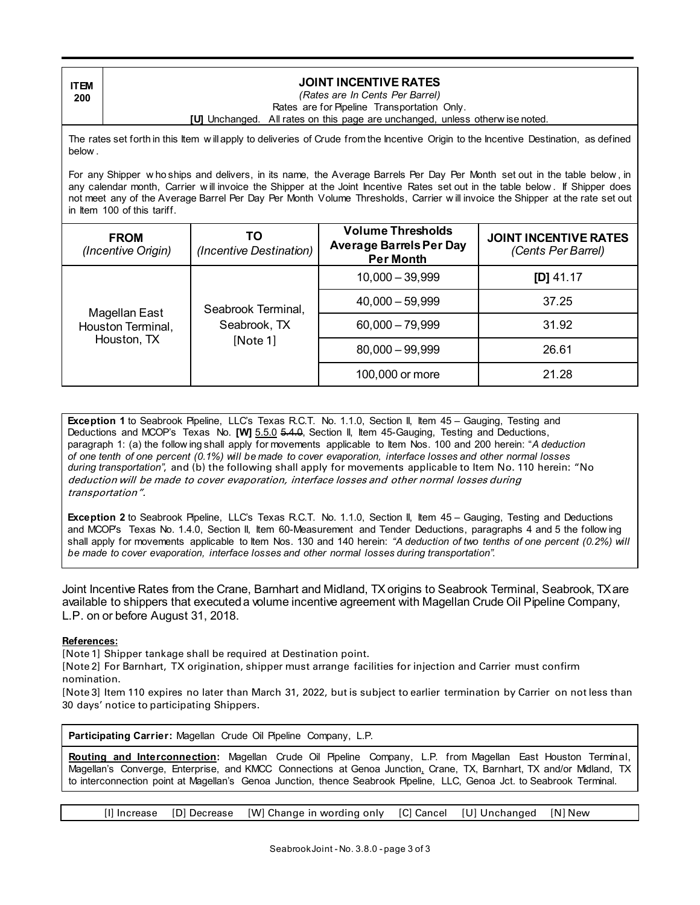| ITEM 200 | **JOINT INCENTIVE RATES** *(Rates are In Cents Per Barrel)* Rates are for Pipeline Transportation Only. **[U]** Unchanged. All rates on this page are unchanged, unless otherwise noted. |
|---|---|

The rates set forth in this Item will apply to deliveries of Crude from the Incentive Origin to the Incentive Destination, as defined below.

For any Shipper who ships and delivers, in its name, the Average Barrels Per Day Per Month set out in the table below, in any calendar month, Carrier will invoice the Shipper at the Joint Incentive Rates set out in the table below. If Shipper does not meet any of the Average Barrel Per Day Per Month Volume Thresholds, Carrier will invoice the Shipper at the rate set out in Item 100 of this tariff.

| FROM *(Incentive Origin)* | TO *(Incentive Destination)* | Volume Thresholds Average Barrels Per Day Per Month | JOINT INCENTIVE RATES *(Cents Per Barrel)* |
|---|---|---|---|
| Magellan East Houston Terminal, Houston, TX | Seabrook Terminal, Seabrook, TX [Note 1] | 10,000 – 39,999 | **[D]** 41.17 |
| | | 40,000 – 59,999 | 37.25 |
| | | 60,000 – 79,999 | 31.92 |
| | | 80,000 – 99,999 | 26.61 |
| | | 100,000 or more | 21.28 |

**Exception 1** to Seabrook Pipeline, LLC's Texas R.C.T. No. 1.1.0, Section II, Item 45 – Gauging, Testing and Deductions and MCOP's Texas No. **[W]** 5.5.0 ~~5.4.0~~, Section II, Item 45-Gauging, Testing and Deductions, paragraph 1: (a) the following shall apply for movements applicable to Item Nos. 100 and 200 herein: "*A deduction of one tenth of one percent (0.1%) will be made to cover evaporation, interface losses and other normal losses during transportation*", and (b) the following shall apply for movements applicable to Item No. 110 herein: "*No deduction will be made to cover evaporation, interface losses and other normal losses during transportation*".

**Exception 2** to Seabrook Pipeline, LLC's Texas R.C.T. No. 1.1.0, Section II, Item 45 – Gauging, Testing and Deductions and MCOP's Texas No. 1.4.0, Section II, Item 60-Measurement and Tender Deductions, paragraphs 4 and 5 the following shall apply for movements applicable to Item Nos. 130 and 140 herein: *"A deduction of two tenths of one percent (0.2%) will be made to cover evaporation, interface losses and other normal losses during transportation".*

Joint Incentive Rates from the Crane, Barnhart and Midland, TX origins to Seabrook Terminal, Seabrook, TX are available to shippers that executed a volume incentive agreement with Magellan Crude Oil Pipeline Company, L.P. on or before August 31, 2018.

**References:**

[Note 1] Shipper tankage shall be required at Destination point.

[Note 2] For Barnhart, TX origination, shipper must arrange facilities for injection and Carrier must confirm nomination.

[Note 3] Item 110 expires no later than March 31, 2022, but is subject to earlier termination by Carrier on not less than 30 days' notice to participating Shippers.

**Participating Carrier:** Magellan Crude Oil Pipeline Company, L.P.

**Routing and Interconnection:** Magellan Crude Oil Pipeline Company, L.P. from Magellan East Houston Terminal, Magellan's Converge, Enterprise, and KMCC Connections at Genoa Junction, Crane, TX, Barnhart, TX and/or Midland, TX to interconnection point at Magellan's Genoa Junction, thence Seabrook Pipeline, LLC, Genoa Jct. to Seabrook Terminal.

[I] Increase [D] Decrease [W] Change in wording only [C] Cancel [U] Unchanged [N] New